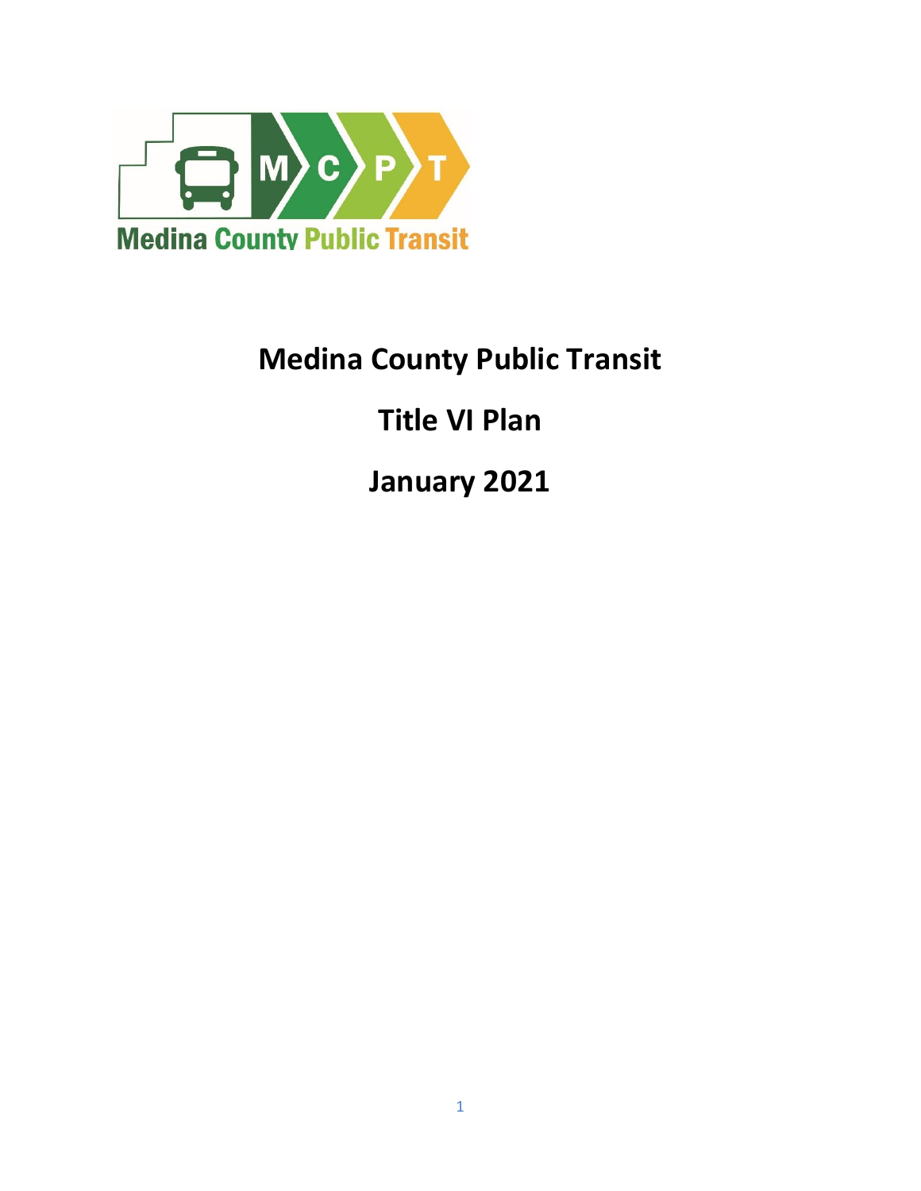# Medina County Public Transit

## Title VI Plan

## January 2021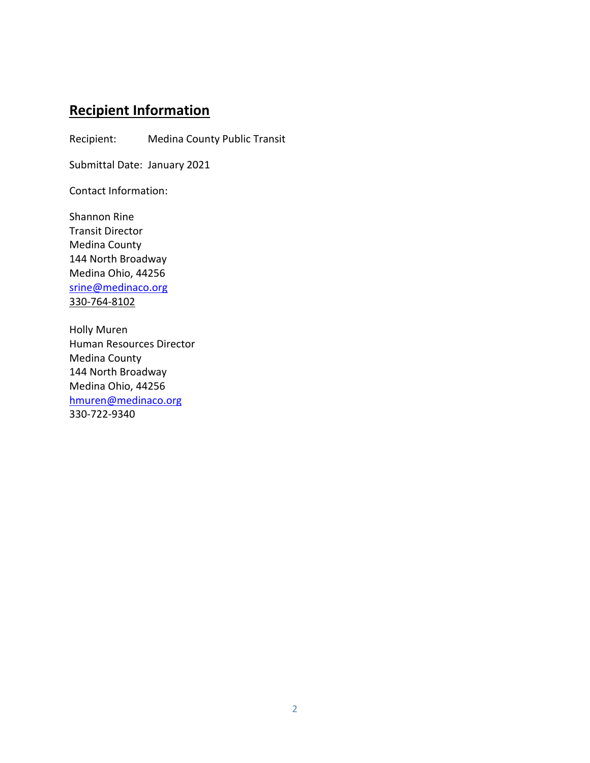## Recipient Information

Recipient: Medina County Public Transit

Submittal Date: January 2021

Contact Information:

Shannon Rine  
Transit Director  
Medina County  
144 North Broadway  
Medina Ohio, 44256  
srine@medinaco.org  
330-764-8102

Holly Muren  
Human Resources Director  
Medina County  
144 North Broadway  
Medina Ohio, 44256  
hmuren@medinaco.org  
330-722-9340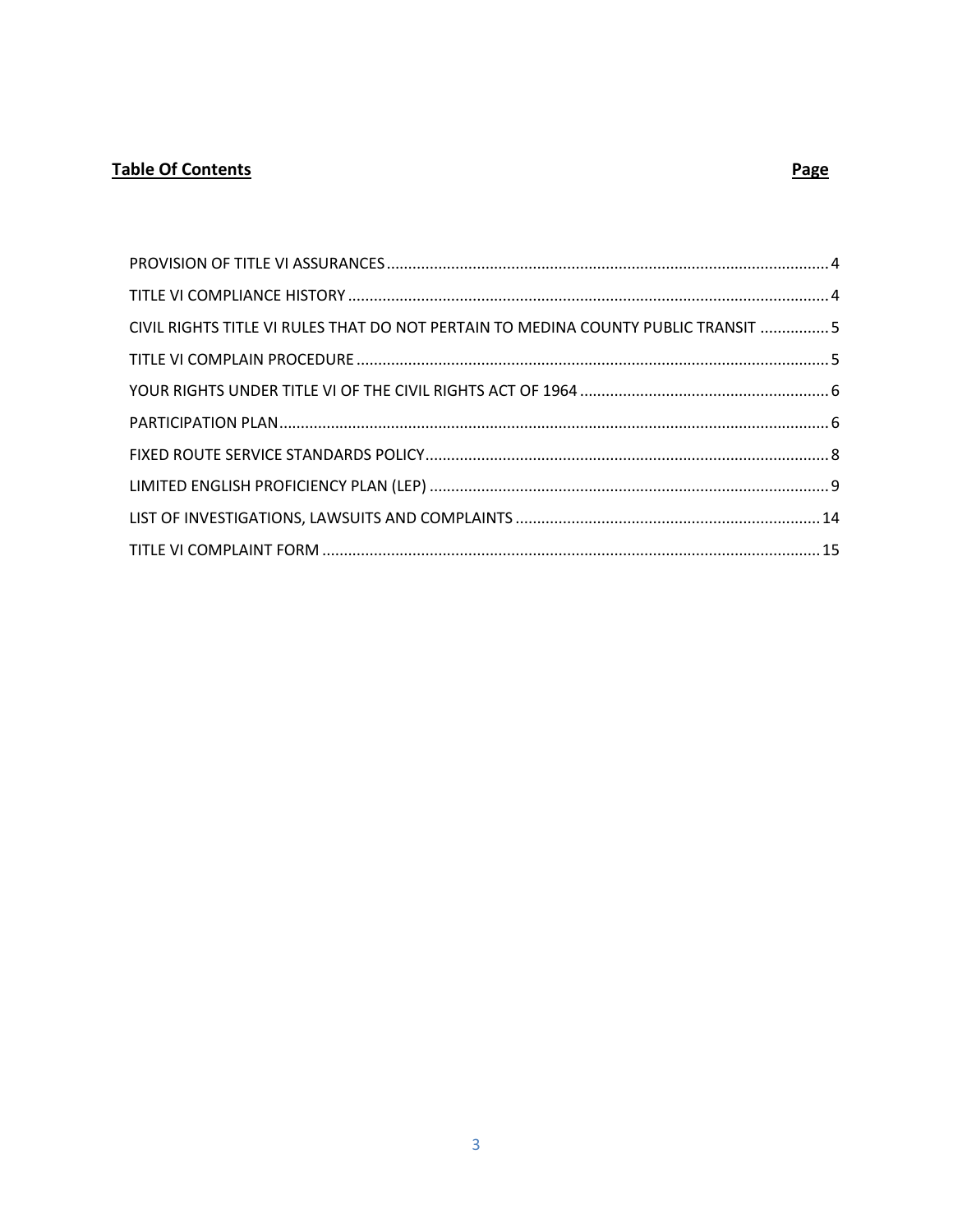**Table Of Contents** | **Page**

| Section | Page |
|---|---|
| PROVISION OF TITLE VI ASSURANCES | 4 |
| TITLE VI COMPLIANCE HISTORY | 4 |
| CIVIL RIGHTS TITLE VI RULES THAT DO NOT PERTAIN TO MEDINA COUNTY PUBLIC TRANSIT | 5 |
| TITLE VI COMPLAIN PROCEDURE | 5 |
| YOUR RIGHTS UNDER TITLE VI OF THE CIVIL RIGHTS ACT OF 1964 | 6 |
| PARTICIPATION PLAN | 6 |
| FIXED ROUTE SERVICE STANDARDS POLICY | 8 |
| LIMITED ENGLISH PROFICIENCY PLAN (LEP) | 9 |
| LIST OF INVESTIGATIONS, LAWSUITS AND COMPLAINTS | 14 |
| TITLE VI COMPLAINT FORM | 15 |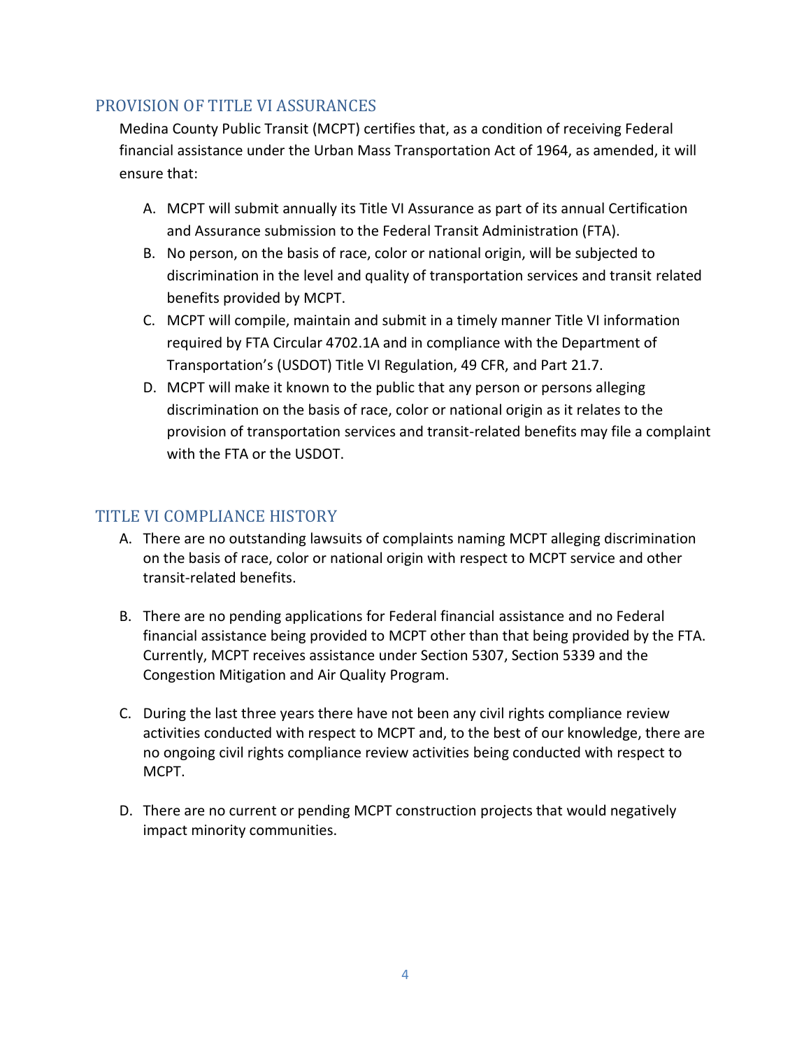## PROVISION OF TITLE VI ASSURANCES

Medina County Public Transit (MCPT) certifies that, as a condition of receiving Federal financial assistance under the Urban Mass Transportation Act of 1964, as amended, it will ensure that:

A. MCPT will submit annually its Title VI Assurance as part of its annual Certification and Assurance submission to the Federal Transit Administration (FTA).

B. No person, on the basis of race, color or national origin, will be subjected to discrimination in the level and quality of transportation services and transit related benefits provided by MCPT.

C. MCPT will compile, maintain and submit in a timely manner Title VI information required by FTA Circular 4702.1A and in compliance with the Department of Transportation's (USDOT) Title VI Regulation, 49 CFR, and Part 21.7.

D. MCPT will make it known to the public that any person or persons alleging discrimination on the basis of race, color or national origin as it relates to the provision of transportation services and transit-related benefits may file a complaint with the FTA or the USDOT.

## TITLE VI COMPLIANCE HISTORY

A. There are no outstanding lawsuits of complaints naming MCPT alleging discrimination on the basis of race, color or national origin with respect to MCPT service and other transit-related benefits.

B. There are no pending applications for Federal financial assistance and no Federal financial assistance being provided to MCPT other than that being provided by the FTA. Currently, MCPT receives assistance under Section 5307, Section 5339 and the Congestion Mitigation and Air Quality Program.

C. During the last three years there have not been any civil rights compliance review activities conducted with respect to MCPT and, to the best of our knowledge, there are no ongoing civil rights compliance review activities being conducted with respect to MCPT.

D. There are no current or pending MCPT construction projects that would negatively impact minority communities.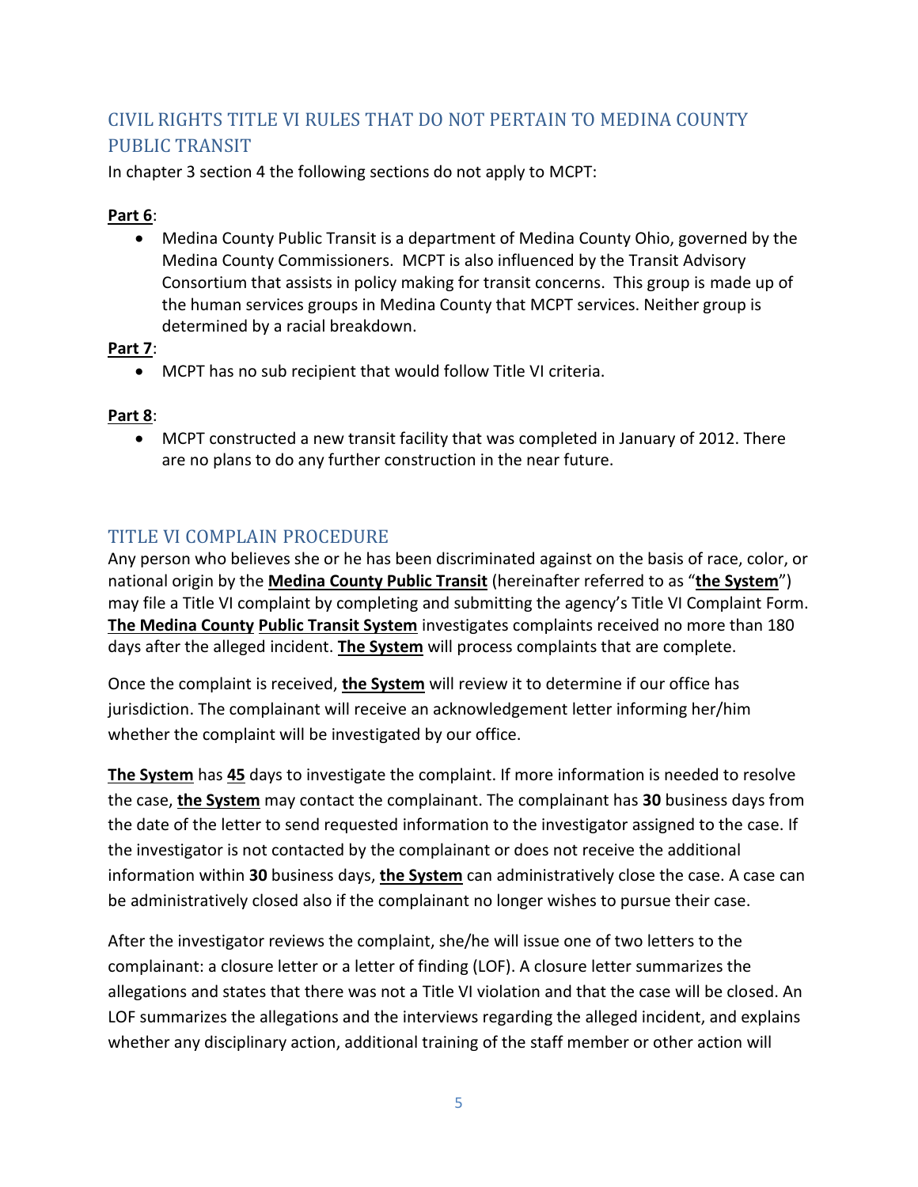## CIVIL RIGHTS TITLE VI RULES THAT DO NOT PERTAIN TO MEDINA COUNTY PUBLIC TRANSIT

In chapter 3 section 4 the following sections do not apply to MCPT:

**Part 6**:

- Medina County Public Transit is a department of Medina County Ohio, governed by the Medina County Commissioners. MCPT is also influenced by the Transit Advisory Consortium that assists in policy making for transit concerns. This group is made up of the human services groups in Medina County that MCPT services. Neither group is determined by a racial breakdown.

**Part 7**:

- MCPT has no sub recipient that would follow Title VI criteria.

**Part 8**:

- MCPT constructed a new transit facility that was completed in January of 2012. There are no plans to do any further construction in the near future.

## TITLE VI COMPLAIN PROCEDURE

Any person who believes she or he has been discriminated against on the basis of race, color, or national origin by the **Medina County Public Transit** (hereinafter referred to as "**the System**") may file a Title VI complaint by completing and submitting the agency's Title VI Complaint Form. **The Medina County Public Transit System** investigates complaints received no more than 180 days after the alleged incident. **The System** will process complaints that are complete.

Once the complaint is received, **the System** will review it to determine if our office has jurisdiction. The complainant will receive an acknowledgement letter informing her/him whether the complaint will be investigated by our office.

**The System** has **45** days to investigate the complaint. If more information is needed to resolve the case, **the System** may contact the complainant. The complainant has **30** business days from the date of the letter to send requested information to the investigator assigned to the case. If the investigator is not contacted by the complainant or does not receive the additional information within **30** business days, **the System** can administratively close the case. A case can be administratively closed also if the complainant no longer wishes to pursue their case.

After the investigator reviews the complaint, she/he will issue one of two letters to the complainant: a closure letter or a letter of finding (LOF). A closure letter summarizes the allegations and states that there was not a Title VI violation and that the case will be closed. An LOF summarizes the allegations and the interviews regarding the alleged incident, and explains whether any disciplinary action, additional training of the staff member or other action will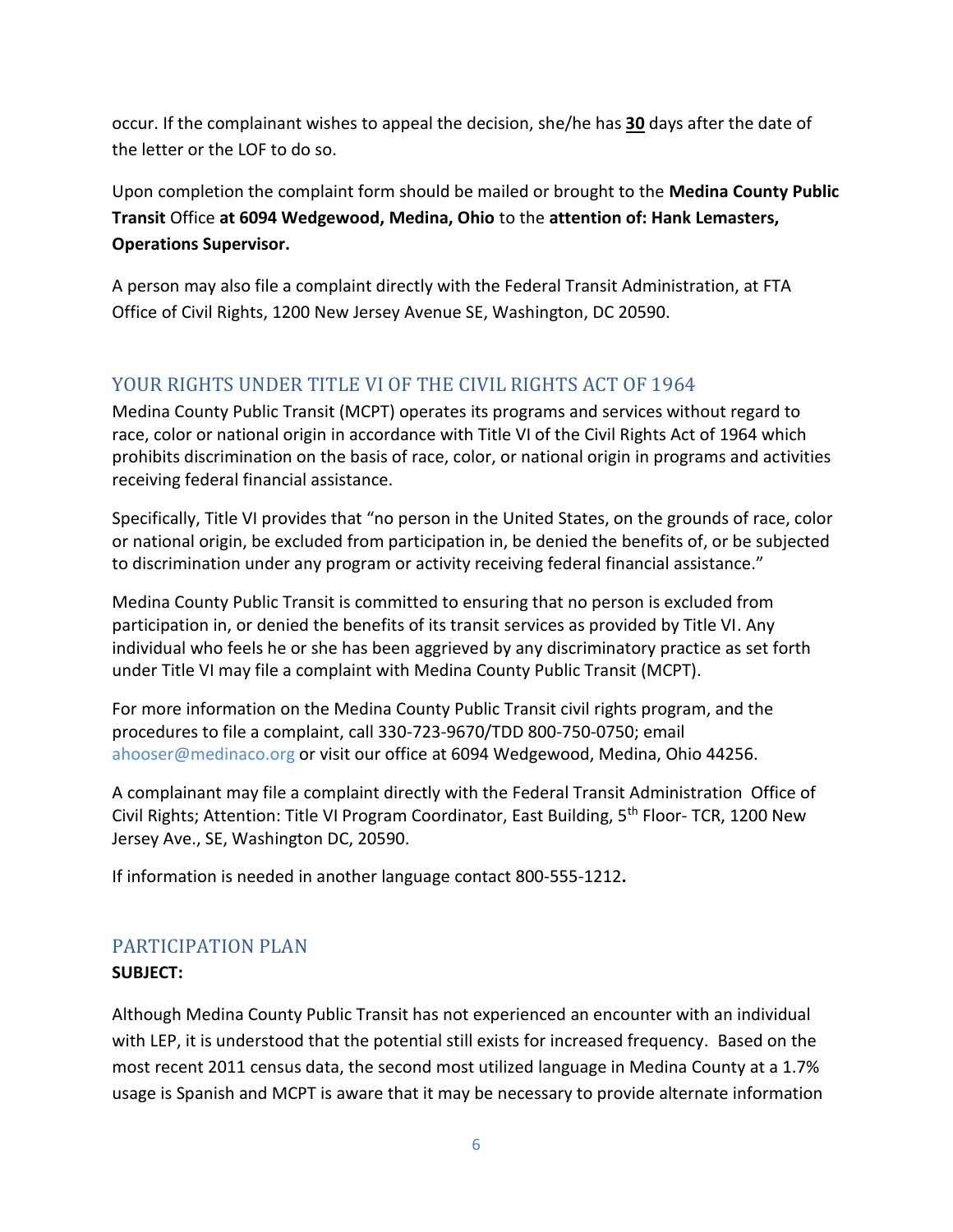occur. If the complainant wishes to appeal the decision, she/he has **30** days after the date of the letter or the LOF to do so.

Upon completion the complaint form should be mailed or brought to the **Medina County Public Transit** Office **at 6094 Wedgewood, Medina, Ohio** to the **attention of: Hank Lemasters, Operations Supervisor.**

A person may also file a complaint directly with the Federal Transit Administration, at FTA Office of Civil Rights, 1200 New Jersey Avenue SE, Washington, DC 20590.

## YOUR RIGHTS UNDER TITLE VI OF THE CIVIL RIGHTS ACT OF 1964

Medina County Public Transit (MCPT) operates its programs and services without regard to race, color or national origin in accordance with Title VI of the Civil Rights Act of 1964 which prohibits discrimination on the basis of race, color, or national origin in programs and activities receiving federal financial assistance.

Specifically, Title VI provides that "no person in the United States, on the grounds of race, color or national origin, be excluded from participation in, be denied the benefits of, or be subjected to discrimination under any program or activity receiving federal financial assistance."

Medina County Public Transit is committed to ensuring that no person is excluded from participation in, or denied the benefits of its transit services as provided by Title VI. Any individual who feels he or she has been aggrieved by any discriminatory practice as set forth under Title VI may file a complaint with Medina County Public Transit (MCPT).

For more information on the Medina County Public Transit civil rights program, and the procedures to file a complaint, call 330-723-9670/TDD 800-750-0750; email ahooser@medinaco.org or visit our office at 6094 Wedgewood, Medina, Ohio 44256.

A complainant may file a complaint directly with the Federal Transit Administration Office of Civil Rights; Attention: Title VI Program Coordinator, East Building, 5th Floor- TCR, 1200 New Jersey Ave., SE, Washington DC, 20590.

If information is needed in another language contact 800-555-1212**.**

## PARTICIPATION PLAN

**SUBJECT:**

Although Medina County Public Transit has not experienced an encounter with an individual with LEP, it is understood that the potential still exists for increased frequency. Based on the most recent 2011 census data, the second most utilized language in Medina County at a 1.7% usage is Spanish and MCPT is aware that it may be necessary to provide alternate information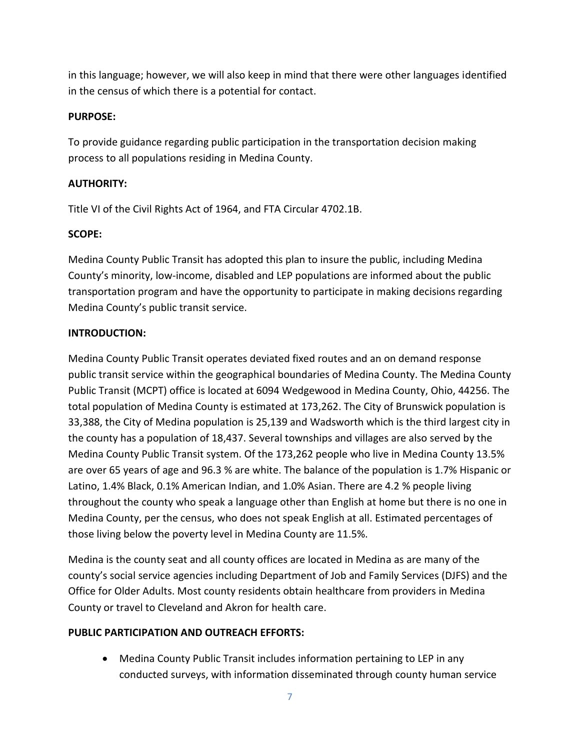in this language; however, we will also keep in mind that there were other languages identified in the census of which there is a potential for contact.

**PURPOSE:**

To provide guidance regarding public participation in the transportation decision making process to all populations residing in Medina County.

**AUTHORITY:**

Title VI of the Civil Rights Act of 1964, and FTA Circular 4702.1B.

**SCOPE:**

Medina County Public Transit has adopted this plan to insure the public, including Medina County's minority, low-income, disabled and LEP populations are informed about the public transportation program and have the opportunity to participate in making decisions regarding Medina County's public transit service.

**INTRODUCTION:**

Medina County Public Transit operates deviated fixed routes and an on demand response public transit service within the geographical boundaries of Medina County. The Medina County Public Transit (MCPT) office is located at 6094 Wedgewood in Medina County, Ohio, 44256. The total population of Medina County is estimated at 173,262. The City of Brunswick population is 33,388, the City of Medina population is 25,139 and Wadsworth which is the third largest city in the county has a population of 18,437. Several townships and villages are also served by the Medina County Public Transit system. Of the 173,262 people who live in Medina County 13.5% are over 65 years of age and 96.3 % are white. The balance of the population is 1.7% Hispanic or Latino, 1.4% Black, 0.1% American Indian, and 1.0% Asian. There are 4.2 % people living throughout the county who speak a language other than English at home but there is no one in Medina County, per the census, who does not speak English at all. Estimated percentages of those living below the poverty level in Medina County are 11.5%.

Medina is the county seat and all county offices are located in Medina as are many of the county's social service agencies including Department of Job and Family Services (DJFS) and the Office for Older Adults. Most county residents obtain healthcare from providers in Medina County or travel to Cleveland and Akron for health care.

**PUBLIC PARTICIPATION AND OUTREACH EFFORTS:**

- Medina County Public Transit includes information pertaining to LEP in any conducted surveys, with information disseminated through county human service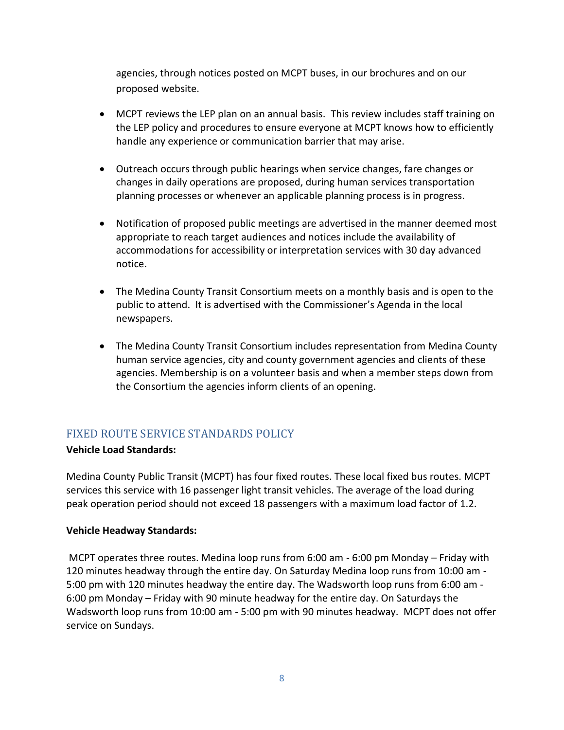agencies, through notices posted on MCPT buses, in our brochures and on our proposed website.

- MCPT reviews the LEP plan on an annual basis. This review includes staff training on the LEP policy and procedures to ensure everyone at MCPT knows how to efficiently handle any experience or communication barrier that may arise.

- Outreach occurs through public hearings when service changes, fare changes or changes in daily operations are proposed, during human services transportation planning processes or whenever an applicable planning process is in progress.

- Notification of proposed public meetings are advertised in the manner deemed most appropriate to reach target audiences and notices include the availability of accommodations for accessibility or interpretation services with 30 day advanced notice.

- The Medina County Transit Consortium meets on a monthly basis and is open to the public to attend. It is advertised with the Commissioner's Agenda in the local newspapers.

- The Medina County Transit Consortium includes representation from Medina County human service agencies, city and county government agencies and clients of these agencies. Membership is on a volunteer basis and when a member steps down from the Consortium the agencies inform clients of an opening.

## FIXED ROUTE SERVICE STANDARDS POLICY

**Vehicle Load Standards:**

Medina County Public Transit (MCPT) has four fixed routes. These local fixed bus routes. MCPT services this service with 16 passenger light transit vehicles. The average of the load during peak operation period should not exceed 18 passengers with a maximum load factor of 1.2.

**Vehicle Headway Standards:**

MCPT operates three routes. Medina loop runs from 6:00 am - 6:00 pm Monday – Friday with 120 minutes headway through the entire day. On Saturday Medina loop runs from 10:00 am - 5:00 pm with 120 minutes headway the entire day. The Wadsworth loop runs from 6:00 am - 6:00 pm Monday – Friday with 90 minute headway for the entire day. On Saturdays the Wadsworth loop runs from 10:00 am - 5:00 pm with 90 minutes headway. MCPT does not offer service on Sundays.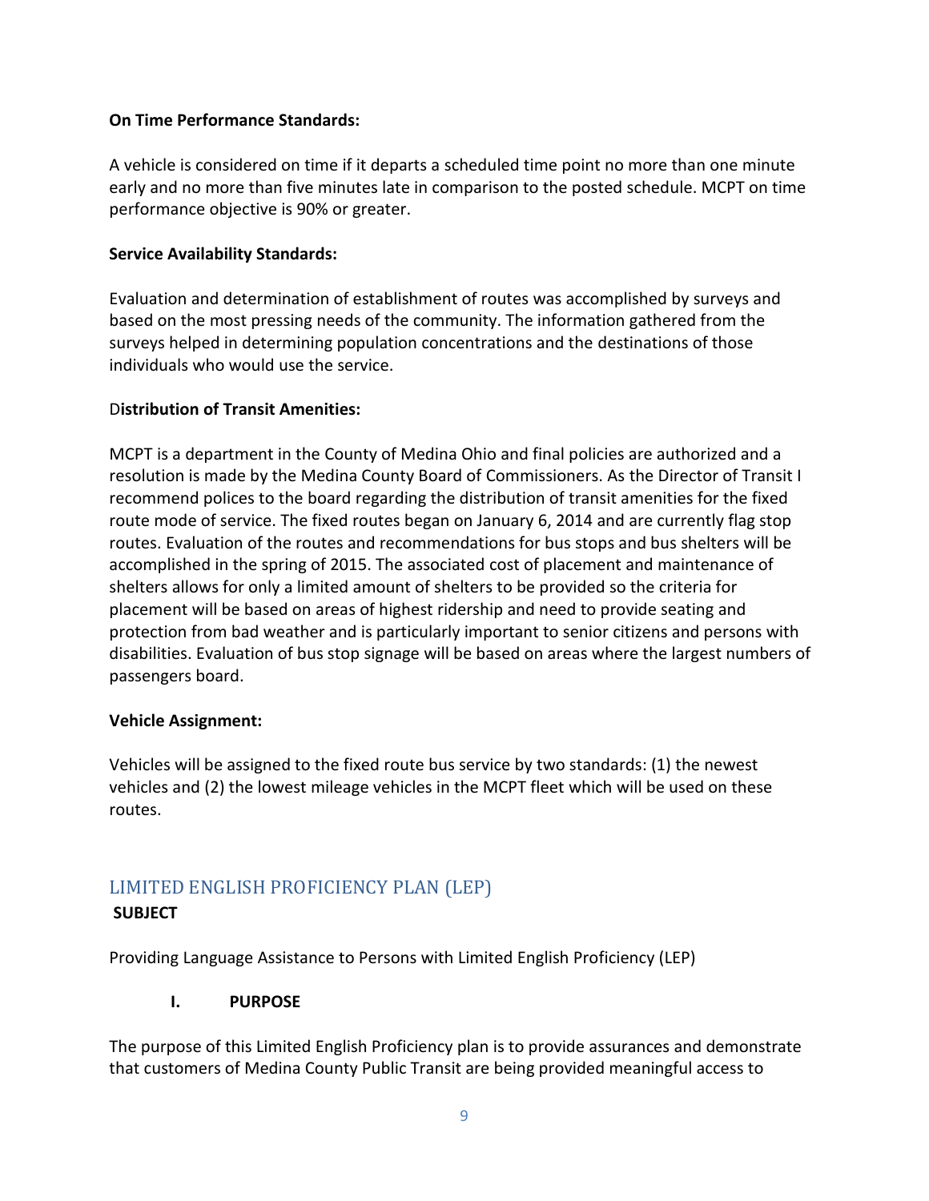**On Time Performance Standards:**

A vehicle is considered on time if it departs a scheduled time point no more than one minute early and no more than five minutes late in comparison to the posted schedule. MCPT on time performance objective is 90% or greater.

**Service Availability Standards:**

Evaluation and determination of establishment of routes was accomplished by surveys and based on the most pressing needs of the community. The information gathered from the surveys helped in determining population concentrations and the destinations of those individuals who would use the service.

D**istribution of Transit Amenities:**

MCPT is a department in the County of Medina Ohio and final policies are authorized and a resolution is made by the Medina County Board of Commissioners. As the Director of Transit I recommend polices to the board regarding the distribution of transit amenities for the fixed route mode of service. The fixed routes began on January 6, 2014 and are currently flag stop routes. Evaluation of the routes and recommendations for bus stops and bus shelters will be accomplished in the spring of 2015. The associated cost of placement and maintenance of shelters allows for only a limited amount of shelters to be provided so the criteria for placement will be based on areas of highest ridership and need to provide seating and protection from bad weather and is particularly important to senior citizens and persons with disabilities. Evaluation of bus stop signage will be based on areas where the largest numbers of passengers board.

**Vehicle Assignment:**

Vehicles will be assigned to the fixed route bus service by two standards: (1) the newest vehicles and (2) the lowest mileage vehicles in the MCPT fleet which will be used on these routes.

## LIMITED ENGLISH PROFICIENCY PLAN (LEP)

**SUBJECT**

Providing Language Assistance to Persons with Limited English Proficiency (LEP)

### I. PURPOSE

The purpose of this Limited English Proficiency plan is to provide assurances and demonstrate that customers of Medina County Public Transit are being provided meaningful access to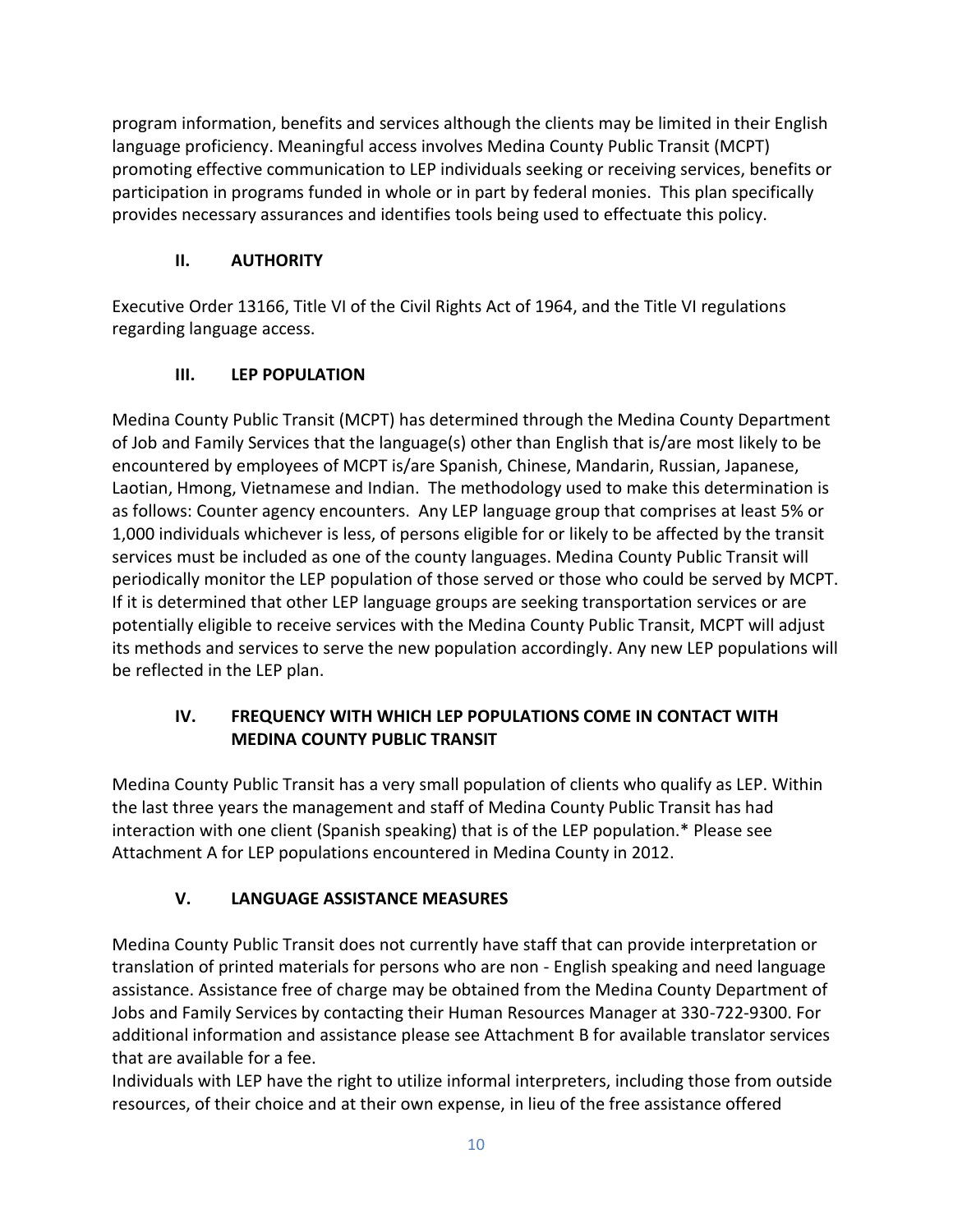program information, benefits and services although the clients may be limited in their English language proficiency. Meaningful access involves Medina County Public Transit (MCPT) promoting effective communication to LEP individuals seeking or receiving services, benefits or participation in programs funded in whole or in part by federal monies. This plan specifically provides necessary assurances and identifies tools being used to effectuate this policy.

## II. AUTHORITY

Executive Order 13166, Title VI of the Civil Rights Act of 1964, and the Title VI regulations regarding language access.

## III. LEP POPULATION

Medina County Public Transit (MCPT) has determined through the Medina County Department of Job and Family Services that the language(s) other than English that is/are most likely to be encountered by employees of MCPT is/are Spanish, Chinese, Mandarin, Russian, Japanese, Laotian, Hmong, Vietnamese and Indian. The methodology used to make this determination is as follows: Counter agency encounters. Any LEP language group that comprises at least 5% or 1,000 individuals whichever is less, of persons eligible for or likely to be affected by the transit services must be included as one of the county languages. Medina County Public Transit will periodically monitor the LEP population of those served or those who could be served by MCPT. If it is determined that other LEP language groups are seeking transportation services or are potentially eligible to receive services with the Medina County Public Transit, MCPT will adjust its methods and services to serve the new population accordingly. Any new LEP populations will be reflected in the LEP plan.

## IV. FREQUENCY WITH WHICH LEP POPULATIONS COME IN CONTACT WITH MEDINA COUNTY PUBLIC TRANSIT

Medina County Public Transit has a very small population of clients who qualify as LEP. Within the last three years the management and staff of Medina County Public Transit has had interaction with one client (Spanish speaking) that is of the LEP population.* Please see Attachment A for LEP populations encountered in Medina County in 2012.

## V. LANGUAGE ASSISTANCE MEASURES

Medina County Public Transit does not currently have staff that can provide interpretation or translation of printed materials for persons who are non - English speaking and need language assistance. Assistance free of charge may be obtained from the Medina County Department of Jobs and Family Services by contacting their Human Resources Manager at 330-722-9300. For additional information and assistance please see Attachment B for available translator services that are available for a fee.

Individuals with LEP have the right to utilize informal interpreters, including those from outside resources, of their choice and at their own expense, in lieu of the free assistance offered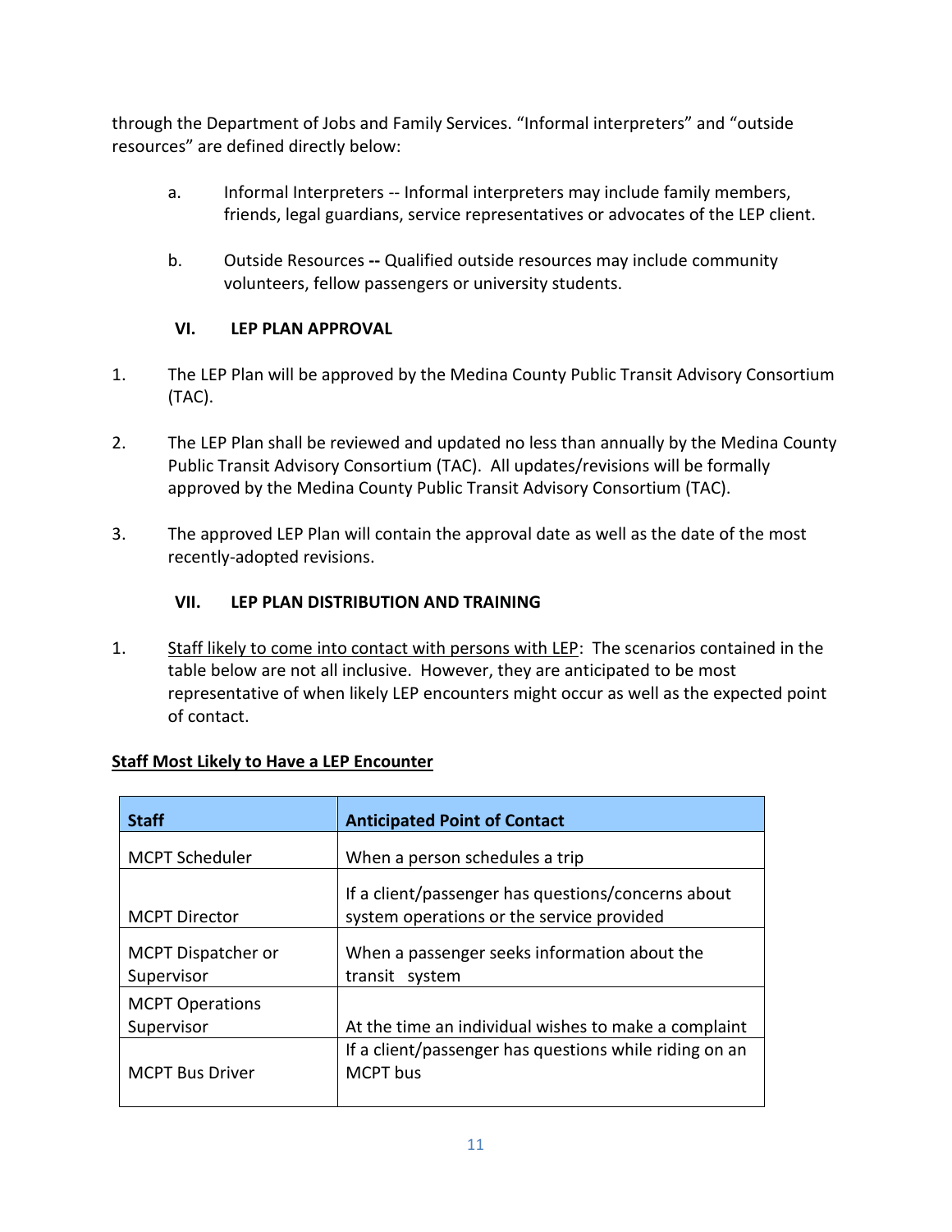through the Department of Jobs and Family Services. "Informal interpreters" and "outside resources" are defined directly below:

a. Informal Interpreters -- Informal interpreters may include family members, friends, legal guardians, service representatives or advocates of the LEP client.

b. Outside Resources **--** Qualified outside resources may include community volunteers, fellow passengers or university students.

## VI. LEP PLAN APPROVAL

1. The LEP Plan will be approved by the Medina County Public Transit Advisory Consortium (TAC).

2. The LEP Plan shall be reviewed and updated no less than annually by the Medina County Public Transit Advisory Consortium (TAC). All updates/revisions will be formally approved by the Medina County Public Transit Advisory Consortium (TAC).

3. The approved LEP Plan will contain the approval date as well as the date of the most recently-adopted revisions.

## VII. LEP PLAN DISTRIBUTION AND TRAINING

1. Staff likely to come into contact with persons with LEP: The scenarios contained in the table below are not all inclusive. However, they are anticipated to be most representative of when likely LEP encounters might occur as well as the expected point of contact.

**Staff Most Likely to Have a LEP Encounter**

| Staff | Anticipated Point of Contact |
| --- | --- |
| MCPT Scheduler | When a person schedules a trip |
| MCPT Director | If a client/passenger has questions/concerns about system operations or the service provided |
| MCPT Dispatcher or Supervisor | When a passenger seeks information about the transit system |
| MCPT Operations Supervisor | At the time an individual wishes to make a complaint |
| MCPT Bus Driver | If a client/passenger has questions while riding on an MCPT bus |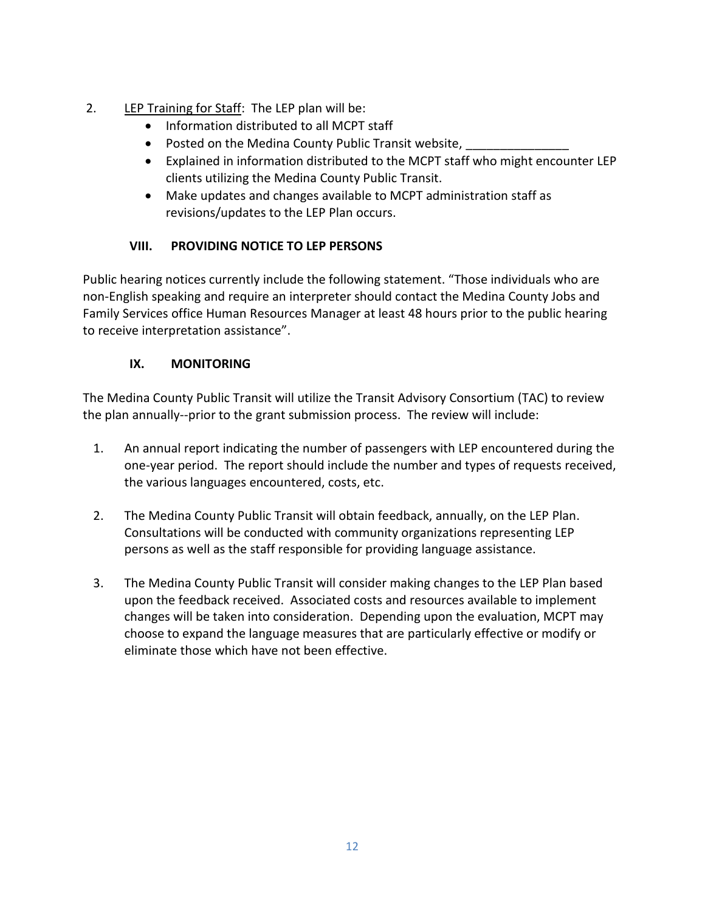2. <u>LEP Training for Staff</u>: The LEP plan will be:
    - Information distributed to all MCPT staff
    - Posted on the Medina County Public Transit website, _______________
    - Explained in information distributed to the MCPT staff who might encounter LEP clients utilizing the Medina County Public Transit.
    - Make updates and changes available to MCPT administration staff as revisions/updates to the LEP Plan occurs.

## VIII. PROVIDING NOTICE TO LEP PERSONS

Public hearing notices currently include the following statement. "Those individuals who are non-English speaking and require an interpreter should contact the Medina County Jobs and Family Services office Human Resources Manager at least 48 hours prior to the public hearing to receive interpretation assistance".

## IX. MONITORING

The Medina County Public Transit will utilize the Transit Advisory Consortium (TAC) to review the plan annually--prior to the grant submission process. The review will include:

1. An annual report indicating the number of passengers with LEP encountered during the one-year period. The report should include the number and types of requests received, the various languages encountered, costs, etc.

2. The Medina County Public Transit will obtain feedback, annually, on the LEP Plan. Consultations will be conducted with community organizations representing LEP persons as well as the staff responsible for providing language assistance.

3. The Medina County Public Transit will consider making changes to the LEP Plan based upon the feedback received. Associated costs and resources available to implement changes will be taken into consideration. Depending upon the evaluation, MCPT may choose to expand the language measures that are particularly effective or modify or eliminate those which have not been effective.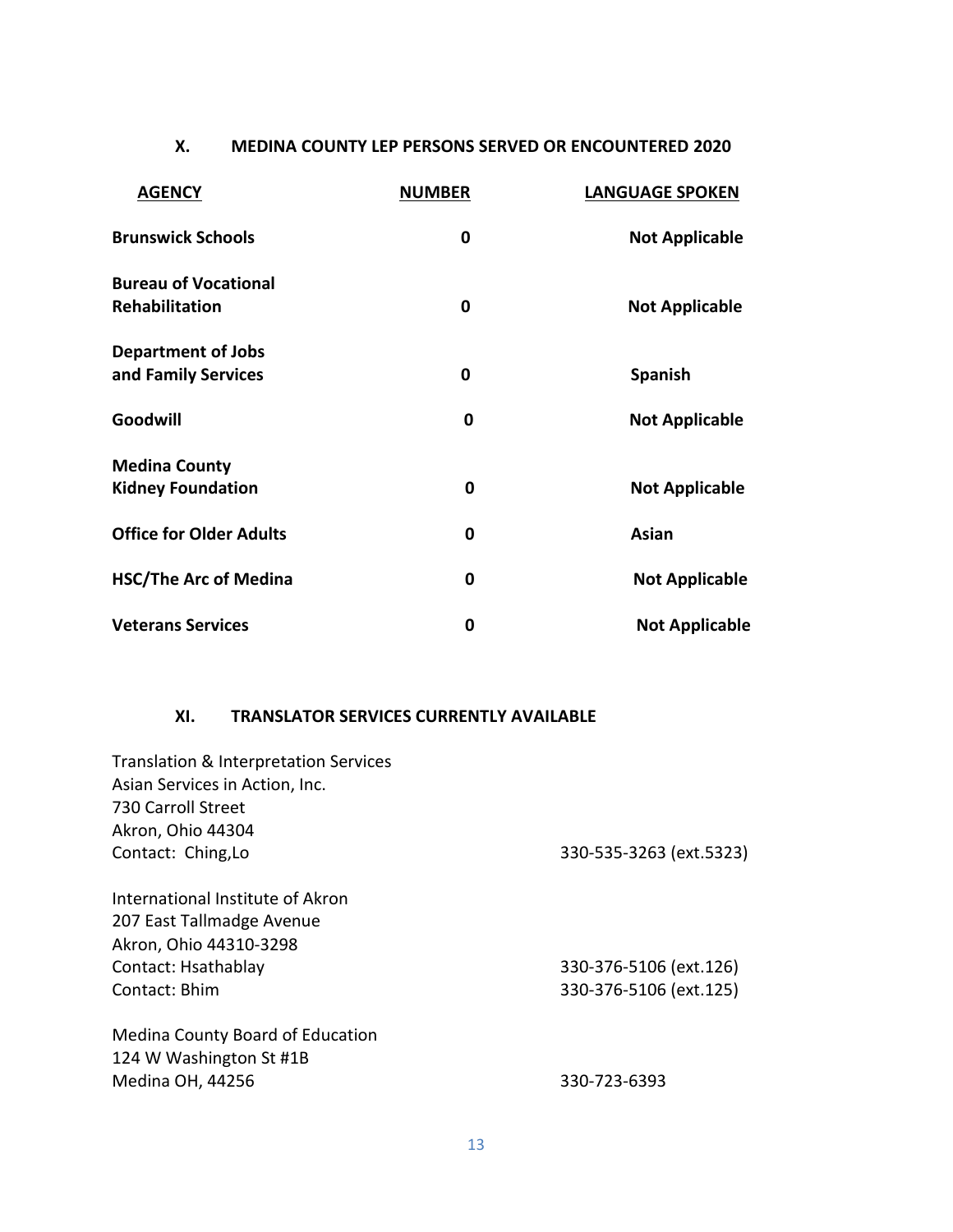## X. MEDINA COUNTY LEP PERSONS SERVED OR ENCOUNTERED 2020

| AGENCY | NUMBER | LANGUAGE SPOKEN |
|---|---|---|
| Brunswick Schools | 0 | Not Applicable |
| Bureau of Vocational Rehabilitation | 0 | Not Applicable |
| Department of Jobs and Family Services | 0 | Spanish |
| Goodwill | 0 | Not Applicable |
| Medina County Kidney Foundation | 0 | Not Applicable |
| Office for Older Adults | 0 | Asian |
| HSC/The Arc of Medina | 0 | Not Applicable |
| Veterans Services | 0 | Not Applicable |

## XI. TRANSLATOR SERVICES CURRENTLY AVAILABLE

Translation & Interpretation Services
Asian Services in Action, Inc.
730 Carroll Street
Akron, Ohio 44304
Contact: Ching,Lo 330-535-3263 (ext.5323)

International Institute of Akron
207 East Tallmadge Avenue
Akron, Ohio 44310-3298
Contact: Hsathablay 330-376-5106 (ext.126)
Contact: Bhim 330-376-5106 (ext.125)

Medina County Board of Education
124 W Washington St #1B
Medina OH, 44256 330-723-6393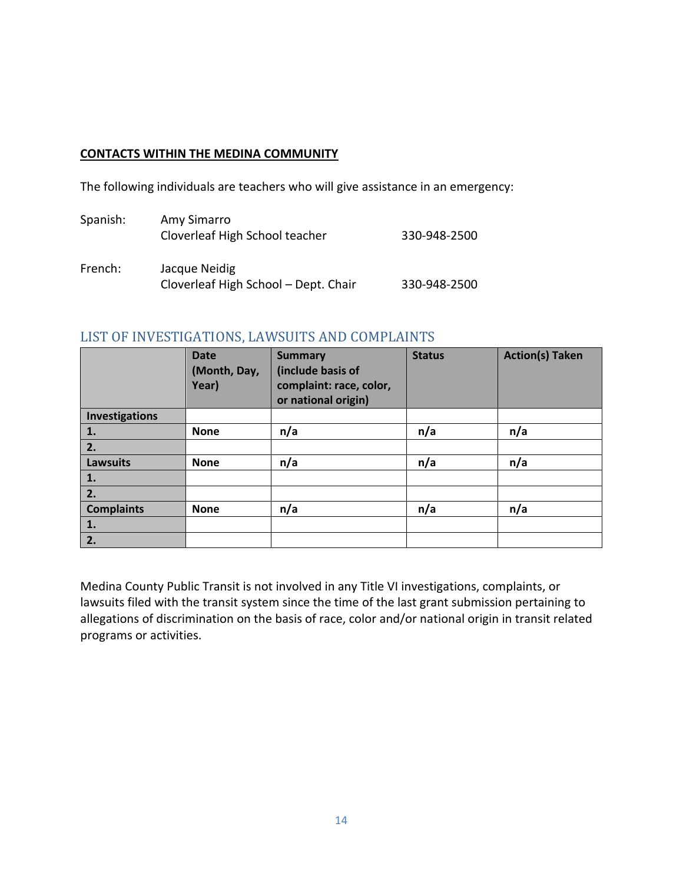**CONTACTS WITHIN THE MEDINA COMMUNITY**

The following individuals are teachers who will give assistance in an emergency:

| | | |
|---|---|---|
| Spanish: | Amy Simarro<br>Cloverleaf High School teacher | 330-948-2500 |
| French: | Jacque Neidig<br>Cloverleaf High School – Dept. Chair | 330-948-2500 |

## LIST OF INVESTIGATIONS, LAWSUITS AND COMPLAINTS

| | Date (Month, Day, Year) | Summary (include basis of complaint: race, color, or national origin) | Status | Action(s) Taken |
|---|---|---|---|---|
| **Investigations** | | | | |
| **1.** | **None** | **n/a** | **n/a** | **n/a** |
| **2.** | | | | |
| **Lawsuits** | **None** | **n/a** | **n/a** | **n/a** |
| **1.** | | | | |
| **2.** | | | | |
| **Complaints** | **None** | **n/a** | **n/a** | **n/a** |
| **1.** | | | | |
| **2.** | | | | |

Medina County Public Transit is not involved in any Title VI investigations, complaints, or lawsuits filed with the transit system since the time of the last grant submission pertaining to allegations of discrimination on the basis of race, color and/or national origin in transit related programs or activities.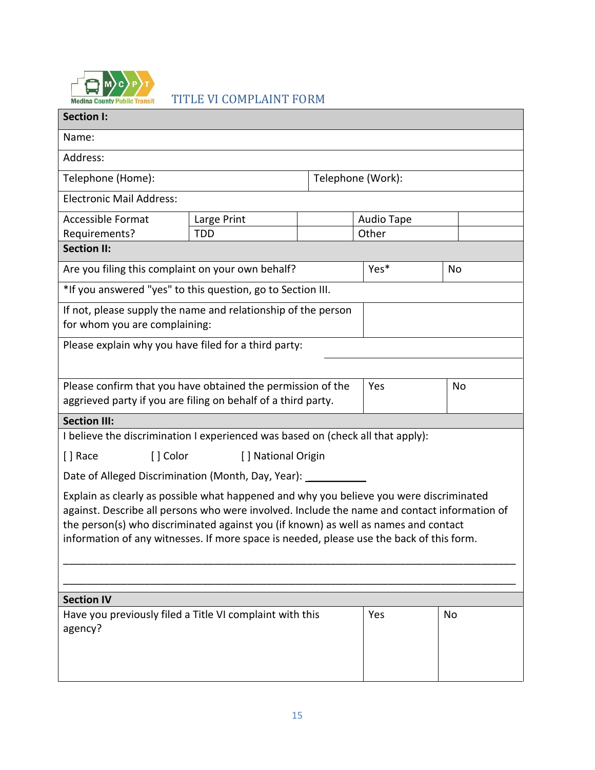# TITLE VI COMPLAINT FORM

| **Section I:** | | | | |
|---|---|---|---|---|
| Name: | | | | |
| Address: | | | | |
| Telephone (Home): | | Telephone (Work): | | |
| Electronic Mail Address: | | | | |
| Accessible Format Requirements? | Large Print | | Audio Tape | |
| | TDD | | Other | |

| **Section II:** | | |
|---|---|---|
| Are you filing this complaint on your own behalf? | Yes* | No |
| *If you answered "yes" to this question, go to Section III. | | |
| If not, please supply the name and relationship of the person for whom you are complaining: | | |
| Please explain why you have filed for a third party: | | |
| Please confirm that you have obtained the permission of the aggrieved party if you are filing on behalf of a third party. | Yes | No |

**Section III:**

I believe the discrimination I experienced was based on (check all that apply):

[ ] Race [ ] Color [ ] National Origin

Date of Alleged Discrimination (Month, Day, Year): ___________

Explain as clearly as possible what happened and why you believe you were discriminated against. Describe all persons who were involved. Include the name and contact information of the person(s) who discriminated against you (if known) as well as names and contact information of any witnesses. If more space is needed, please use the back of this form.

______________________________________________________________________________

______________________________________________________________________________

| **Section IV** | | |
|---|---|---|
| Have you previously filed a Title VI complaint with this agency? | Yes | No |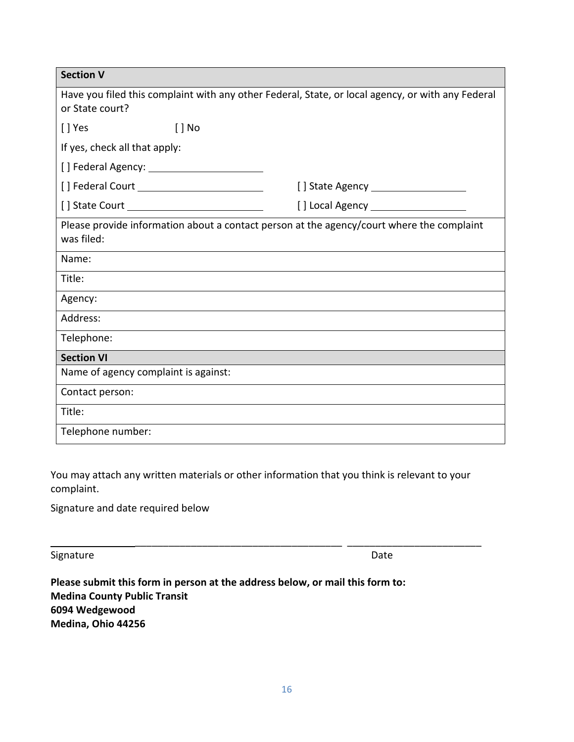| Section V | |
|---|---|
| Have you filed this complaint with any other Federal, State, or local agency, or with any Federal or State court? | |
| [ ] Yes [ ] No | |
| If yes, check all that apply: | |
| [ ] Federal Agency: ____________________ | |
| [ ] Federal Court ______________________ | [ ] State Agency _________________ |
| [ ] State Court ________________________ | [ ] Local Agency _________________ |
| Please provide information about a contact person at the agency/court where the complaint was filed: | |
| Name: | |
| Title: | |
| Agency: | |
| Address: | |
| Telephone: | |
| **Section VI** | |
| Name of agency complaint is against: | |
| Contact person: | |
| Title: | |
| Telephone number: | |

You may attach any written materials or other information that you think is relevant to your complaint.

Signature and date required below

_____________________________________________________ ________________________

Signature Date

**Please submit this form in person at the address below, or mail this form to:**
**Medina County Public Transit**
**6094 Wedgewood**
**Medina, Ohio 44256**